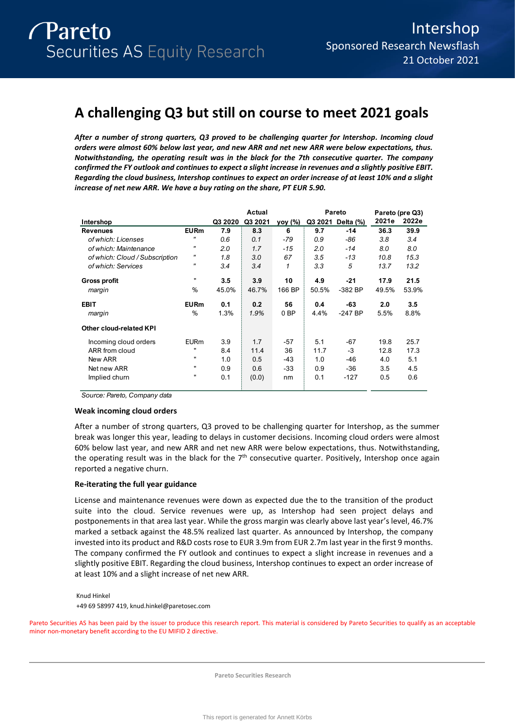# A challenging Q3 but still on course to meet 2021 goals

***After a number of strong quarters, Q3 proved to be challenging quarter for Intershop. Incoming cloud orders were almost 60% below last year, and new ARR and net new ARR were below expectations, thus. Notwithstanding, the operating result was in the black for the 7th consecutive quarter. The company confirmed the FY outlook and continues to expect a slight increase in revenues and a slightly positive EBIT. Regarding the cloud business, Intershop continues to expect an order increase of at least 10% and a slight increase of net new ARR. We have a buy rating on the share, PT EUR 5.90.***

| Intershop | | | Actual | | Pareto | | Pareto (pre Q3) | |
|---|---|---|---|---|---|---|---|---|
| | | Q3 2020 | Q3 2021 | yoy (%) | Q3 2021 | Delta (%) | 2021e | 2022e |
| **Revenues** | **EURm** | **7.9** | **8.3** | **6** | **9.7** | **-14** | **36.3** | **39.9** |
| *of which: Licenses* | *"* | *0.6* | *0.1* | *-79* | *0.9* | *-86* | *3.8* | *3.4* |
| *of which: Maintenance* | *"* | *2.0* | *1.7* | *-15* | *2.0* | *-14* | *8.0* | *8.0* |
| *of which: Cloud / Subscription* | *"* | *1.8* | *3.0* | *67* | *3.5* | *-13* | *10.8* | *15.3* |
| *of which: Services* | *"* | *3.4* | *3.4* | *1* | *3.3* | *5* | *13.7* | *13.2* |
| **Gross profit** | **"** | **3.5** | **3.9** | **10** | **4.9** | **-21** | **17.9** | **21.5** |
| *margin* | % | 45.0% | 46.7% | 166 BP | 50.5% | -382 BP | 49.5% | 53.9% |
| **EBIT** | **EURm** | **0.1** | **0.2** | **56** | **0.4** | **-63** | **2.0** | **3.5** |
| *margin* | % | 1.3% | *1.9%* | 0 BP | 4.4% | -247 BP | 5.5% | 8.8% |
| **Other cloud-related KPI** | | | | | | | | |
| Incoming cloud orders | EURm | 3.9 | 1.7 | -57 | 5.1 | -67 | 19.8 | 25.7 |
| ARR from cloud | " | 8.4 | 11.4 | 36 | 11.7 | -3 | 12.8 | 17.3 |
| New ARR | " | 1.0 | 0.5 | -43 | 1.0 | -46 | 4.0 | 5.1 |
| Net new ARR | " | 0.9 | 0.6 | -33 | 0.9 | -36 | 3.5 | 4.5 |
| Implied churn | " | 0.1 | (0.0) | nm | 0.1 | -127 | 0.5 | 0.6 |

*Source: Pareto, Company data*

### Weak incoming cloud orders

After a number of strong quarters, Q3 proved to be challenging quarter for Intershop, as the summer break was longer this year, leading to delays in customer decisions. Incoming cloud orders were almost 60% below last year, and new ARR and net new ARR were below expectations, thus. Notwithstanding, the operating result was in the black for the 7th consecutive quarter. Positively, Intershop once again reported a negative churn.

### Re-iterating the full year guidance

License and maintenance revenues were down as expected due the to the transition of the product suite into the cloud. Service revenues were up, as Intershop had seen project delays and postponements in that area last year. While the gross margin was clearly above last year's level, 46.7% marked a setback against the 48.5% realized last quarter. As announced by Intershop, the company invested into its product and R&D costs rose to EUR 3.9m from EUR 2.7m last year in the first 9 months. The company confirmed the FY outlook and continues to expect a slight increase in revenues and a slightly positive EBIT. Regarding the cloud business, Intershop continues to expect an order increase of at least 10% and a slight increase of net new ARR.

Knud Hinkel
+49 69 58997 419, knud.hinkel@paretosec.com

Pareto Securities AS has been paid by the issuer to produce this research report. This material is considered by Pareto Securities to qualify as an acceptable minor non-monetary benefit according to the EU MIFID 2 directive.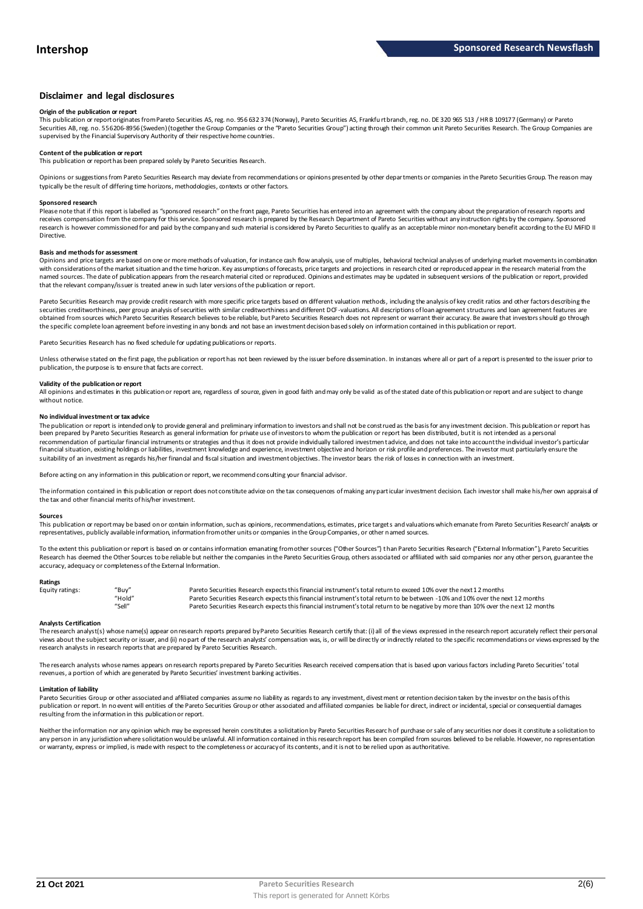## Disclaimer and legal disclosures

#### Origin of the publication or report

This publication or report originates from Pareto Securities AS, reg. no. 956 632 374 (Norway), Pareto Securities AS, Frankfurt branch, reg. no. DE 320 965 513 / HR B 109177 (Germany) or Pareto Securities AB, reg. no. 556206-8956 (Sweden) (together the Group Companies or the "Pareto Securities Group") acting through their common unit Pareto Securities Research. The Group Companies are supervised by the Financial Supervisory Authority of their respective home countries.

#### Content of the publication or report

This publication or report has been prepared solely by Pareto Securities Research.

Opinions or suggestions from Pareto Securities Research may deviate from recommendations or opinions presented by other departments or companies in the Pareto Securities Group. The reason may typically be the result of differing time horizons, methodologies, contexts or other factors.

#### Sponsored research

Please note that if this report is labelled as "sponsored research" on the front page, Pareto Securities has entered into an agreement with the company about the preparation of research reports and receives compensation from the company for this service. Sponsored research is prepared by the Research Department of Pareto Securities without any instruction rights by the company. Sponsored research is however commissioned for and paid by the company and such material is considered by Pareto Securities to qualify as an acceptable minor non-monetary benefit according to the EU MiFID II Directive.

#### Basis and methods for assessment

Opinions and price targets are based on one or more methods of valuation, for instance cash flow analysis, use of multiples, behavioral technical analyses of underlying market movements in combination with considerations of the market situation and the time horizon. Key assumptions of forecasts, price targets and projections in research cited or reproduced appear in the research material from the named sources. The date of publication appears from the research material cited or reproduced. Opinions and estimates may be updated in subsequent versions of the publication or report, provided that the relevant company/issuer is treated anew in such later versions of the publication or report.

Pareto Securities Research may provide credit research with more specific price targets based on different valuation methods, including the analysis of key credit ratios and other factors describing the securities creditworthiness, peer group analysis of securities with similar creditworthiness and different DCF-valuations. All descriptions of loan agreement structures and loan agreement features are obtained from sources which Pareto Securities Research believes to be reliable, but Pareto Securities Research does not represent or warrant their accuracy. Be aware that investors should go through the specific complete loan agreement before investing in any bonds and not base an investment decision based solely on information contained in this publication or report.

Pareto Securities Research has no fixed schedule for updating publications or reports.

Unless otherwise stated on the first page, the publication or report has not been reviewed by the issuer before dissemination. In instances where all or part of a report is presented to the issuer prior to publication, the purpose is to ensure that facts are correct.

#### Validity of the publication or report

All opinions and estimates in this publication or report are, regardless of source, given in good faith and may only be valid as of the stated date of this publication or report and are subject to change without notice.

#### No individual investment or tax advice

The publication or report is intended only to provide general and preliminary information to investors and shall not be construed as the basis for any investment decision. This publication or report has been prepared by Pareto Securities Research as general information for private use of investors to whom the publication or report has been distributed, but it is not intended as a personal recommendation of particular financial instruments or strategies and thus it does not provide individually tailored investment advice, and does not take into account the individual investor's particular financial situation, existing holdings or liabilities, investment knowledge and experience, investment objective and horizon or risk profile and preferences. The investor must particularly ensure the suitability of an investment as regards his/her financial and fiscal situation and investment objectives. The investor bears the risk of losses in connection with an investment.

Before acting on any information in this publication or report, we recommend consulting your financial advisor.

The information contained in this publication or report does not constitute advice on the tax consequences of making any particular investment decision. Each investor shall make his/her own appraisal of the tax and other financial merits of his/her investment.

#### Sources

This publication or report may be based on or contain information, such as opinions, recommendations, estimates, price targets and valuations which emanate from Pareto Securities Research' analysts or representatives, publicly available information, information from other units or companies in the Group Companies, or other named sources.

To the extent this publication or report is based on or contains information emanating from other sources ("Other Sources") than Pareto Securities Research ("External Information"), Pareto Securities Research has deemed the Other Sources to be reliable but neither the companies in the Pareto Securities Group, others associated or affiliated with said companies nor any other person, guarantee the accuracy, adequacy or completeness of the External Information.

#### Ratings

| | | |
|---|---|---|
| Equity ratings: | "Buy" | Pareto Securities Research expects this financial instrument's total return to exceed 10% over the next 12 months |
| | "Hold" | Pareto Securities Research expects this financial instrument's total return to be between -10% and 10% over the next 12 months |
| | "Sell" | Pareto Securities Research expects this financial instrument's total return to be negative by more than 10% over the next 12 months |

#### Analysts Certification

The research analyst(s) whose name(s) appear on research reports prepared by Pareto Securities Research certify that: (i) all of the views expressed in the research report accurately reflect their personal views about the subject security or issuer, and (ii) no part of the research analysts' compensation was, is, or will be directly or indirectly related to the specific recommendations or views expressed by the research analysts in research reports that are prepared by Pareto Securities Research.

The research analysts whose names appears on research reports prepared by Pareto Securities Research received compensation that is based upon various factors including Pareto Securities' total revenues, a portion of which are generated by Pareto Securities' investment banking activities.

#### Limitation of liability

Pareto Securities Group or other associated and affiliated companies assume no liability as regards to any investment, divestment or retention decision taken by the investor on the basis of this publication or report. In no event will entities of the Pareto Securities Group or other associated and affiliated companies be liable for direct, indirect or incidental, special or consequential damages resulting from the information in this publication or report.

Neither the information nor any opinion which may be expressed herein constitutes a solicitation by Pareto Securities Research of purchase or sale of any securities nor does it constitute a solicitation to any person in any jurisdiction where solicitation would be unlawful. All information contained in this research report has been compiled from sources believed to be reliable. However, no representation or warranty, express or implied, is made with respect to the completeness or accuracy of its contents, and it is not to be relied upon as authoritative.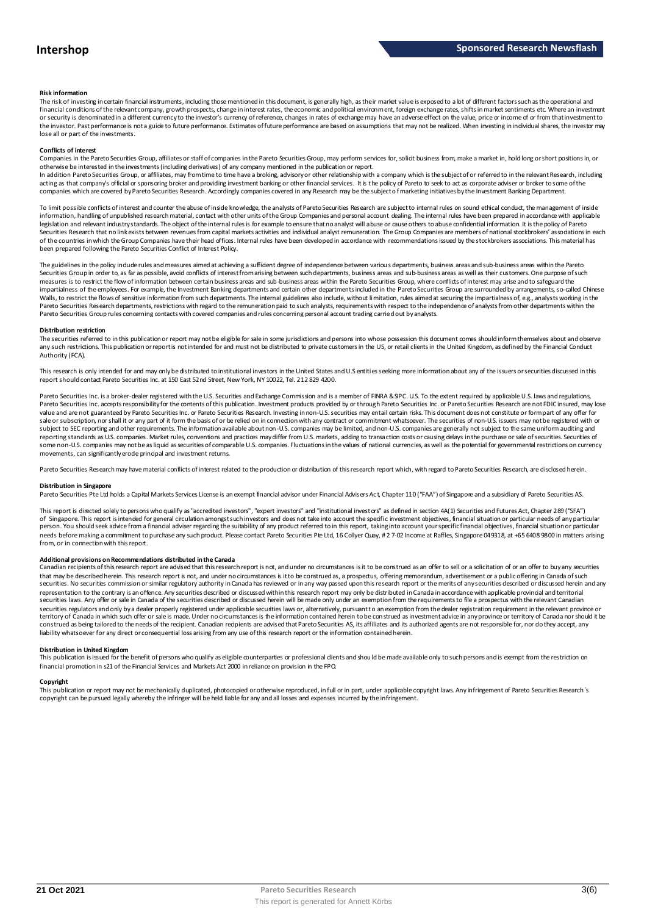**Risk information**

The risk of investing in certain financial instruments, including those mentioned in this document, is generally high, as their market value is exposed to a lot of different factors such as the operational and financial conditions of the relevant company, growth prospects, change in interest rates, the economic and political environment, foreign exchange rates, shifts in market sentiments etc. Where an investment or security is denominated in a different currency to the investor's currency of reference, changes in rates of exchange may have an adverse effect on the value, price or income of or from that investment to the investor. Past performance is not a guide to future performance. Estimates of future performance are based on assumptions that may not be realized. When investing in individual shares, the investor may lose all or part of the investments.

**Conflicts of interest**

Companies in the Pareto Securities Group, affiliates or staff of companies in the Pareto Securities Group, may perform services for, solicit business from, make a market in, hold long or short positions in, or otherwise be interested in the investments (including derivatives) of any company mentioned in the publication or report.

In addition Pareto Securities Group, or affiliates, may from time to time have a broking, advisory or other relationship with a company which is the subject of or referred to in the relevant Research, including acting as that company's official or sponsoring broker and providing investment banking or other financial services. It is the policy of Pareto to seek to act as corporate adviser or broker to some of the companies which are covered by Pareto Securities Research. Accordingly companies covered in any Research may be the subject of marketing initiatives by the Investment Banking Department.

To limit possible conflicts of interest and counter the abuse of inside knowledge, the analysts of Pareto Securities Research are subject to internal rules on sound ethical conduct, the management of inside information, handling of unpublished research material, contact with other units of the Group Companies and personal account dealing. The internal rules have been prepared in accordance with applicable legislation and relevant industry standards. The object of the internal rules is for example to ensure that no analyst will abuse or cause others to abuse confidential information. It is the policy of Pareto Securities Research that no link exists between revenues from capital markets activities and individual analyst remuneration. The Group Companies are members of national stockbrokers' associations in each of the countries in which the Group Companies have their head offices. Internal rules have been developed in accordance with recommendations issued by the stockbrokers associations. This material has been prepared following the Pareto Securities Conflict of Interest Policy.

The guidelines in the policy include rules and measures aimed at achieving a sufficient degree of independence between various departments, business areas and sub-business areas within the Pareto Securities Group in order to, as far as possible, avoid conflicts of interest from arising between such departments, business areas and sub-business areas as well as their customers. One purpose of such measures is to restrict the flow of information between certain business areas and sub-business areas within the Pareto Securities Group, where conflicts of interest may arise and to safeguard the impartialness of the employees. For example, the Investment Banking departments and certain other departments included in the Pareto Securities Group are surrounded by arrangements, so-called Chinese Walls, to restrict the flows of sensitive information from such departments. The internal guidelines also include, without limitation, rules aimed at securing the impartialness of, e.g., analysts working in the Pareto Securities Research departments, restrictions with regard to the remuneration paid to such analysts, requirements with respect to the independence of analysts from other departments within the Pareto Securities Group rules concerning contacts with covered companies and rules concerning personal account trading carried out by analysts.

**Distribution restriction**

The securities referred to in this publication or report may not be eligible for sale in some jurisdictions and persons into whose possession this document comes should inform themselves about and observe any such restrictions. This publication or report is not intended for and must not be distributed to private customers in the US, or retail clients in the United Kingdom, as defined by the Financial Conduct Authority (FCA).

This research is only intended for and may only be distributed to institutional investors in the United States and U.S entities seeking more information about any of the issuers or securities discussed in this report should contact Pareto Securities Inc. at 150 East 52nd Street, New York, NY 10022, Tel. 212 829 4200.

Pareto Securities Inc. is a broker-dealer registered with the U.S. Securities and Exchange Commission and is a member of FINRA & SIPC. U.S. To the extent required by applicable U.S. laws and regulations, Pareto Securities Inc. accepts responsibility for the contents of this publication. Investment products provided by or through Pareto Securities Inc. or Pareto Securities Research are not FDIC insured, may lose value and are not guaranteed by Pareto Securities Inc. or Pareto Securities Research. Investing in non-U.S. securities may entail certain risks. This document does not constitute or form part of any offer for sale or subscription, nor shall it or any part of it form the basis of or be relied on in connection with any contract or commitment whatsoever. The securities of non-U.S. issuers may not be registered with or subject to SEC reporting and other requirements. The information available about non-U.S. companies may be limited, and non-U.S. companies are generally not subject to the same uniform auditing and reporting standards as U.S. companies. Market rules, conventions and practices may differ from U.S. markets, adding to transaction costs or causing delays in the purchase or sale of securities. Securities of some non-U.S. companies may not be as liquid as securities of comparable U.S. companies. Fluctuations in the values of national currencies, as well as the potential for governmental restrictions on currency movements, can significantly erode principal and investment returns.

Pareto Securities Research may have material conflicts of interest related to the production or distribution of this research report which, with regard to Pareto Securities Research, are disclosed herein.

**Distribution in Singapore**

Pareto Securities Pte Ltd holds a Capital Markets Services License is an exempt financial advisor under Financial Advisers Act, Chapter 110 ("FAA") of Singapore and a subsidiary of Pareto Securities AS.

This report is directed solely to persons who qualify as "accredited investors", "expert investors" and "institutional investors" as defined in section 4A(1) Securities and Futures Act, Chapter 289 ("SFA") of Singapore. This report is intended for general circulation amongst such investors and does not take into account the specific investment objectives, financial situation or particular needs of any particular person. You should seek advice from a financial adviser regarding the suitability of any product referred to in this report, taking into account your specific financial objectives, financial situation or particular needs before making a commitment to purchase any such product. Please contact Pareto Securities Pte Ltd, 16 Collyer Quay, # 2 7-02 Income at Raffles, Singapore 049318, at +65 6408 9800 in matters arising from, or in connection with this report.

**Additional provisions on Recommendations distributed in the Canada**

Canadian recipients of this research report are advised that this research report is not, and under no circumstances is it to be construed as an offer to sell or a solicitation of or an offer to buy any securities that may be described herein. This research report is not, and under no circumstances is it to be construed as, a prospectus, offering memorandum, advertisement or a public offering in Canada of such securities. No securities commission or similar regulatory authority in Canada has reviewed or in any way passed upon this research report or the merits of any securities described or discussed herein and any representation to the contrary is an offence. Any securities described or discussed within this research report may only be distributed in Canada in accordance with applicable provincial and territorial securities laws. Any offer or sale in Canada of the securities described or discussed herein will be made only under an exemption from the requirements to file a prospectus with the relevant Canadian securities regulators and only by a dealer properly registered under applicable securities laws or, alternatively, pursuant to an exemption from the dealer registration requirement in the relevant province or territory of Canada in which such offer or sale is made. Under no circumstances is the information contained herein to be construed as investment advice in any province or territory of Canada nor should it be construed as being tailored to the needs of the recipient. Canadian recipients are advised that Pareto Securities AS, its affiliates and its authorized agents are not responsible for, nor do they accept, any liability whatsoever for any direct or consequential loss arising from any use of this research report or the information contained herein.

**Distribution in United Kingdom**

This publication is issued for the benefit of persons who qualify as eligible counterparties or professional clients and should be made available only to such persons and is exempt from the restriction on financial promotion in s21 of the Financial Services and Markets Act 2000 in reliance on provision in the FPO.

**Copyright**

This publication or report may not be mechanically duplicated, photocopied or otherwise reproduced, in full or in part, under applicable copyright laws. Any infringement of Pareto Securities Research´s copyright can be pursued legally whereby the infringer will be held liable for any and all losses and expenses incurred by the infringement.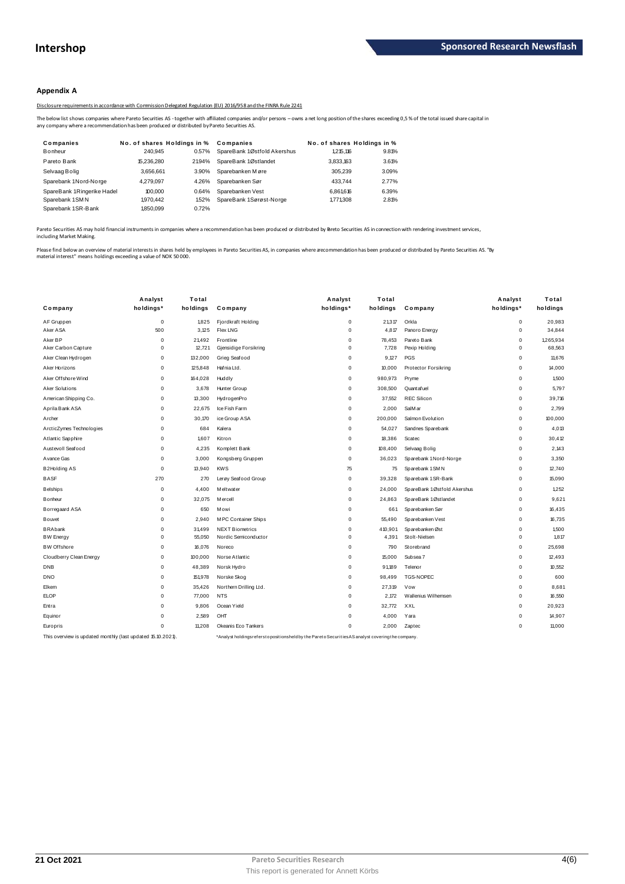## Appendix A

Disclosure requirements in accordance with Commission Delegated Regulation (EU) 2016/958 and the FINRA Rule 2241

The below list shows companies where Pareto Securities AS - together with affiliated companies and/or persons – owns a net long position of the shares exceeding 0,5 % of the total issued share capital in any company where a recommendation has been produced or distributed by Pareto Securities AS.

| Companies | No. of shares | Holdings in % | Companies | No. of shares | Holdings in % |
|---|---|---|---|---|---|
| Bonheur | 240,945 | 0.57% | SpareBank 1 Østfold Akershus | 1,215,116 | 9.81% |
| Pareto Bank | 15,236,280 | 21.94% | SpareBank 1 Østlandet | 3,833,163 | 3.61% |
| Selvaag Bolig | 3,656,661 | 3.90% | Sparebanken Møre | 305,239 | 3.09% |
| Sparebank 1 Nord-Norge | 4,279,097 | 4.26% | Sparebanken Sør | 433,744 | 2.77% |
| SpareBank 1 Ringerike Hadel | 100,000 | 0.64% | Sparebanken Vest | 6,861,616 | 6.39% |
| Sparebank 1 SMN | 1,970,442 | 1.52% | SpareBank 1 Sørøst-Norge | 1,771,308 | 2.81% |
| Sparebank 1 SR-Bank | 1,850,099 | 0.72% | | | |

Pareto Securities AS may hold financial instruments in companies where a recommendation has been produced or distributed by Pareto Securities AS in connection with rendering investment services, including Market Making.

Please find below an overview of material interests in shares held by employees in Pareto Securities AS, in companies where a recommendation has been produced or distributed by Pareto Securities AS. "By material interest" means holdings exceeding a value of NOK 50 000.

| Company | Analyst holdings* | Total holdings | Company | Analyst holdings* | Total holdings | Company | Analyst holdings* | Total holdings |
|---|---|---|---|---|---|---|---|---|
| AF Gruppen | 0 | 1,825 | Fjordkraft Holding | 0 | 21,317 | Orkla | 0 | 20,983 |
| Aker ASA | 500 | 3,125 | Flex LNG | 0 | 4,817 | Panoro Energy | 0 | 34,844 |
| Aker BP | 0 | 21,492 | Frontline | 0 | 78,453 | Pareto Bank | 0 | 1,265,934 |
| Aker Carbon Capture | 0 | 12,721 | Gjensidige Forsikring | 0 | 7,728 | Pexip Holding | 0 | 68,563 |
| Aker Clean Hydrogen | 0 | 132,000 | Grieg Seafood | 0 | 9,127 | PGS | 0 | 11,676 |
| Aker Horizons | 0 | 125,848 | Hafnia Ltd. | 0 | 10,000 | Protector Forsikring | 0 | 14,000 |
| Aker Offshore Wind | 0 | 164,028 | Huddly | 0 | 980,973 | Pryme | 0 | 1,500 |
| Aker Solutions | 0 | 3,678 | Hunter Group | 0 | 308,500 | Quantafuel | 0 | 5,797 |
| American Shipping Co. | 0 | 13,300 | HydrogenPro | 0 | 37,552 | REC Silicon | 0 | 39,716 |
| Aprila Bank ASA | 0 | 22,675 | Ice Fish Farm | 0 | 2,000 | SalMar | 0 | 2,799 |
| Archer | 0 | 30,170 | ice Group ASA | 0 | 200,000 | Salmon Evolution | 0 | 100,000 |
| ArcticZymes Technologies | 0 | 684 | Kalera | 0 | 54,027 | Sandnes Sparebank | 0 | 4,013 |
| Atlantic Sapphire | 0 | 1,607 | Kitron | 0 | 18,386 | Scatec | 0 | 30,412 |
| Austevoll Seafood | 0 | 4,235 | Komplett Bank | 0 | 108,400 | Selvaag Bolig | 0 | 2,143 |
| Avance Gas | 0 | 3,000 | Kongsberg Gruppen | 0 | 36,023 | Sparebank 1 Nord-Norge | 0 | 3,350 |
| B2Holding AS | 0 | 13,940 | KWS | 75 | 75 | Sparebank 1 SMN | 0 | 12,740 |
| BASF | 270 | 270 | Lerøy Seafood Group | 0 | 39,328 | Sparebank 1 SR-Bank | 0 | 15,090 |
| Belships | 0 | 4,400 | Meltwater | 0 | 24,000 | SpareBank 1 Østfold Akershus | 0 | 1,252 |
| Bonheur | 0 | 32,075 | Mercell | 0 | 24,863 | SpareBank 1 Østlandet | 0 | 9,621 |
| Borregaard ASA | 0 | 650 | Mowi | 0 | 661 | Sparebanken Sør | 0 | 16,435 |
| Bouvet | 0 | 2,940 | MPC Container Ships | 0 | 55,490 | Sparebanken Vest | 0 | 16,735 |
| BRAbank | 0 | 31,499 | NEXT Biometrics | 0 | 410,901 | Sparebanken Øst | 0 | 1,500 |
| BW Energy | 0 | 55,050 | Nordic Semiconductor | 0 | 4,391 | Stolt-Nielsen | 0 | 1,817 |
| BW Offshore | 0 | 16,076 | Noreco | 0 | 790 | Storebrand | 0 | 25,698 |
| Cloudberry Clean Energy | 0 | 100,000 | Norse Atlantic | 0 | 15,000 | Subsea 7 | 0 | 12,493 |
| DNB | 0 | 48,389 | Norsk Hydro | 0 | 91,189 | Telenor | 0 | 10,552 |
| DNO | 0 | 151,978 | Norske Skog | 0 | 98,499 | TGS-NOPEC | 0 | 600 |
| Elkem | 0 | 35,426 | Northern Drilling Ltd. | 0 | 27,319 | Vow | 0 | 8,681 |
| ELOP | 0 | 77,000 | NTS | 0 | 2,172 | Wallenius Wilhemsen | 0 | 16,550 |
| Entra | 0 | 9,806 | Ocean Yield | 0 | 32,772 | XXL | 0 | 20,923 |
| Equinor | 0 | 2,589 | OHT | 0 | 4,000 | Yara | 0 | 14,907 |
| Europris | 0 | 11,208 | Okeanis Eco Tankers | 0 | 2,000 | Zaptec | 0 | 11,000 |

This overview is updated monthly (last updated 15.10.2021).

*Analyst holdings refers to positions held by the Pareto Securities AS analyst covering the company.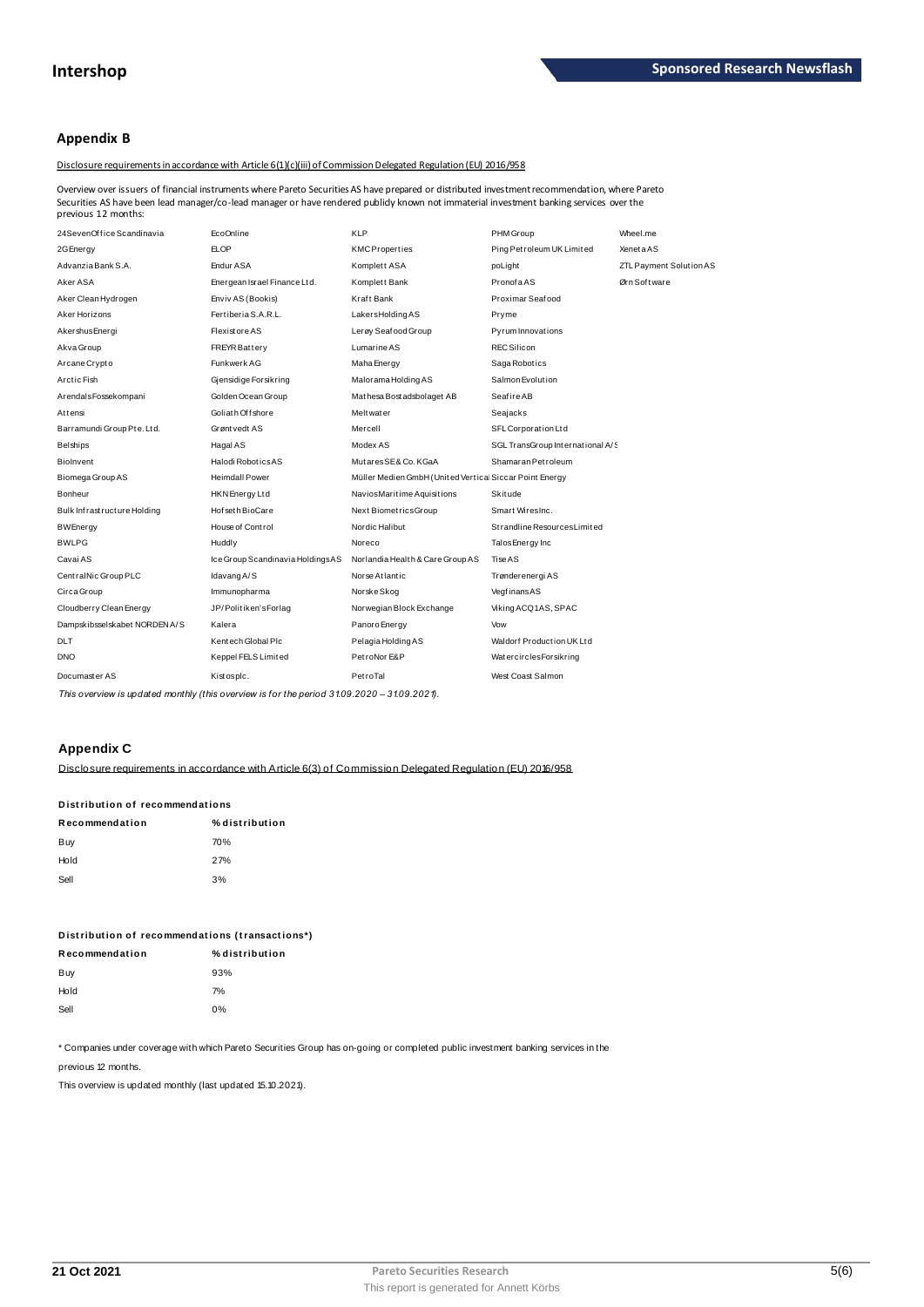## Appendix B

Disclosure requirements in accordance with Article 6(1)(c)(iii) of Commission Delegated Regulation (EU) 2016/958

Overview over issuers of financial instruments where Pareto Securities AS have prepared or distributed investment recommendation, where Pareto Securities AS have been lead manager/co-lead manager or have rendered publicly known not immaterial investment banking services over the previous 12 months:

| | | | | |
|---|---|---|---|---|
| 24SevenOffice Scandinavia | EcoOnline | KLP | PHM Group | Wheel.me |
| 2G Energy | ELOP | KMC Properties | Ping Petroleum UK Limited | Xeneta AS |
| Advanzia Bank S.A. | Endur ASA | Komplett ASA | poLight | ZTL Payment Solution AS |
| Aker ASA | Energean Israel Finance Ltd. | Komplett Bank | Pronofa AS | Ørn Software |
| Aker Clean Hydrogen | Enviv AS (Bookis) | Kraft Bank | Proximar Seafood | |
| Aker Horizons | Fertiberia S.A.R.L. | Lakers Holding AS | Pryme | |
| Akershus Energi | Flexistore AS | Lerøy Seafood Group | Pyrum Innovations | |
| Akva Group | FREYR Battery | Lumarine AS | REC Silicon | |
| Arcane Crypto | Funkwerk AG | Maha Energy | Saga Robotics | |
| Arctic Fish | Gjensidige Forsikring | Malorama Holding AS | Salmon Evolution | |
| Arendals Fossekompani | Golden Ocean Group | Mathesa Bostadsbolaget AB | Seafire AB | |
| Attensi | Goliath Offshore | Meltwater | Seajacks | |
| Barramundi Group Pte. Ltd. | Grøntvedt AS | Mercell | SFL Corporation Ltd | |
| Belships | Hagal AS | Modex AS | SGL TransGroup International A/S | |
| BioInvent | Halodi Robotics AS | Mutares SE & Co. KGaA | Shamaran Petroleum | |
| Biomega Group AS | Heimdall Power | Müller Medien GmbH (United Vertical | Siccar Point Energy | |
| Bonheur | HKN Energy Ltd | Navios Maritime Aquisitions | Skitude | |
| Bulk Infrastructure Holding | Hofseth BioCare | Next Biometrics Group | Smart Wires Inc. | |
| BW Energy | House of Control | Nordic Halibut | Strandline Resources Limited | |
| BW LPG | Huddly | Noreco | Talos Energy Inc | |
| Cavai AS | Ice Group Scandinavia Holdings AS | Norlandia Health & Care Group AS | Tise AS | |
| CentralNic Group PLC | Idavang A/S | Norse Atlantic | Trønderenergi AS | |
| Circa Group | Immunopharma | Norske Skog | Vegfinans AS | |
| Cloudberry Clean Energy | JP/Politiken's Forlag | Norwegian Block Exchange | Viking ACQ1 AS, SPAC | |
| Dampskibsselskabet NORDEN A/S | Kalera | Panoro Energy | Vow | |
| DLT | Kentech Global Plc | Pelagia Holding AS | Waldorf Production UK Ltd | |
| DNO | Keppel FELS Limited | PetroNor E&P | Watercircles Forsikring | |
| Documaster AS | Kistos plc. | PetroTal | West Coast Salmon | |

*This overview is updated monthly (this overview is for the period 31.09.2020 – 31.09.2021).*

## Appendix C

Disclosure requirements in accordance with Article 6(3) of Commission Delegated Regulation (EU) 2016/958

**Distribution of recommendations**

| Recommendation | % distribution |
|---|---|
| Buy | 70% |
| Hold | 27% |
| Sell | 3% |

**Distribution of recommendations (transactions*)**

| Recommendation | % distribution |
|---|---|
| Buy | 93% |
| Hold | 7% |
| Sell | 0% |

* Companies under coverage with which Pareto Securities Group has on-going or completed public investment banking services in the previous 12 months.

This overview is updated monthly (last updated 15.10.2021).

21 Oct 2021

This report is generated for Annett Körbs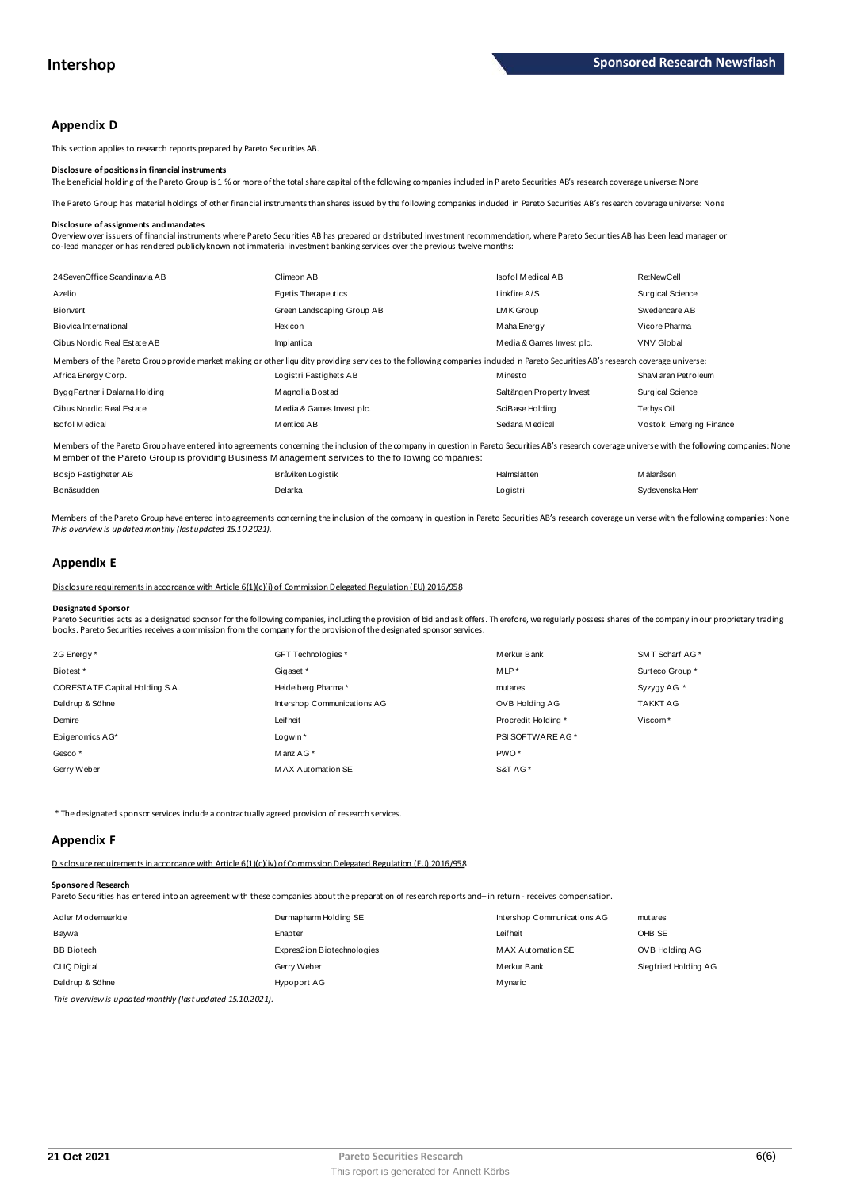## Appendix D

This section applies to research reports prepared by Pareto Securities AB.

**Disclosure of positions in financial instruments**

The beneficial holding of the Pareto Group is 1 % or more of the total share capital of the following companies included in Pareto Securities AB's research coverage universe: None

The Pareto Group has material holdings of other financial instruments than shares issued by the following companies included in Pareto Securities AB's research coverage universe: None

**Disclosure of assignments and mandates**

Overview over issuers of financial instruments where Pareto Securities AB has prepared or distributed investment recommendation, where Pareto Securities AB has been lead manager or co-lead manager or has rendered publicly known not immaterial investment banking services over the previous twelve months:

| | | | |
|---|---|---|---|
| 24SevenOffice Scandinavia AB | Climeon AB | Isofol Medical AB | Re:NewCell |
| Azelio | Egetis Therapeutics | Linkfire A/S | Surgical Science |
| Bionvent | Green Landscaping Group AB | LMK Group | Swedencare AB |
| Biovica International | Hexicon | Maha Energy | Vicore Pharma |
| Cibus Nordic Real Estate AB | Implantica | Media & Games Invest plc. | VNV Global |

Members of the Pareto Group provide market making or other liquidity providing services to the following companies included in Pareto Securities AB's research coverage universe:

| | | | |
|---|---|---|---|
| Africa Energy Corp. | Logistri Fastighets AB | Minesto | ShaMaran Petroleum |
| ByggPartner i Dalarna Holding | Magnolia Bostad | Saltängen Property Invest | Surgical Science |
| Cibus Nordic Real Estate | Media & Games Invest plc. | SciBase Holding | Tethys Oil |
| Isofol Medical | Mentice AB | Sedana Medical | Vostok Emerging Finance |

Members of the Pareto Group have entered into agreements concerning the inclusion of the company in question in Pareto Securities AB's research coverage universe with the following companies: None

Member of the Pareto Group is providing Business Management services to the following companies:

| | | | |
|---|---|---|---|
| Bosjö Fastigheter AB | Bråviken Logistik | Halmslätten | Mälaråsen |
| Bonäsudden | Delarka | Logistri | Sydsvenska Hem |

Members of the Pareto Group have entered into agreements concerning the inclusion of the company in question in Pareto Securities AB's research coverage universe with the following companies: None

*This overview is updated monthly (last updated 15.10.2021).*

## Appendix E

Disclosure requirements in accordance with Article 6(1)(c)(i) of Commission Delegated Regulation (EU) 2016/958

**Designated Sponsor**

Pareto Securities acts as a designated sponsor for the following companies, including the provision of bid and ask offers. Therefore, we regularly possess shares of the company in our proprietary trading books. Pareto Securities receives a commission from the company for the provision of the designated sponsor services.

| | | | |
|---|---|---|---|
| 2G Energy * | GFT Technologies * | Merkur Bank | SMT Scharf AG * |
| Biotest * | Gigaset * | MLP * | Surteco Group * |
| CORESTATE Capital Holding S.A. | Heidelberg Pharma * | mutares | Syzygy AG * |
| Daldrup & Söhne | Intershop Communications AG | OVB Holding AG | TAKKT AG |
| Demire | Leifheit | Procredit Holding * | Viscom * |
| Epigenomics AG* | Logwin * | PSI SOFTWARE AG * | |
| Gesco * | Manz AG * | PWO * | |
| Gerry Weber | MAX Automation SE | S&T AG * | |

\* The designated sponsor services include a contractually agreed provision of research services.

## Appendix F

Disclosure requirements in accordance with Article 6(1)(c)(iv) of Commission Delegated Regulation (EU) 2016/958

**Sponsored Research**

Pareto Securities has entered into an agreement with these companies about the preparation of research reports and– in return - receives compensation.

| | | | |
|---|---|---|---|
| Adler Modemaerkte | Dermapharm Holding SE | Intershop Communications AG | mutares |
| Baywa | Enapter | Leifheit | OHB SE |
| BB Biotech | Expres2ion Biotechnologies | MAX Automation SE | OVB Holding AG |
| CLIQ Digital | Gerry Weber | Merkur Bank | Siegfried Holding AG |
| Daldrup & Söhne | Hypoport AG | Mynaric | |

*This overview is updated monthly (last updated 15.10.2021).*

21 Oct 2021

This report is generated for Annett Körbs